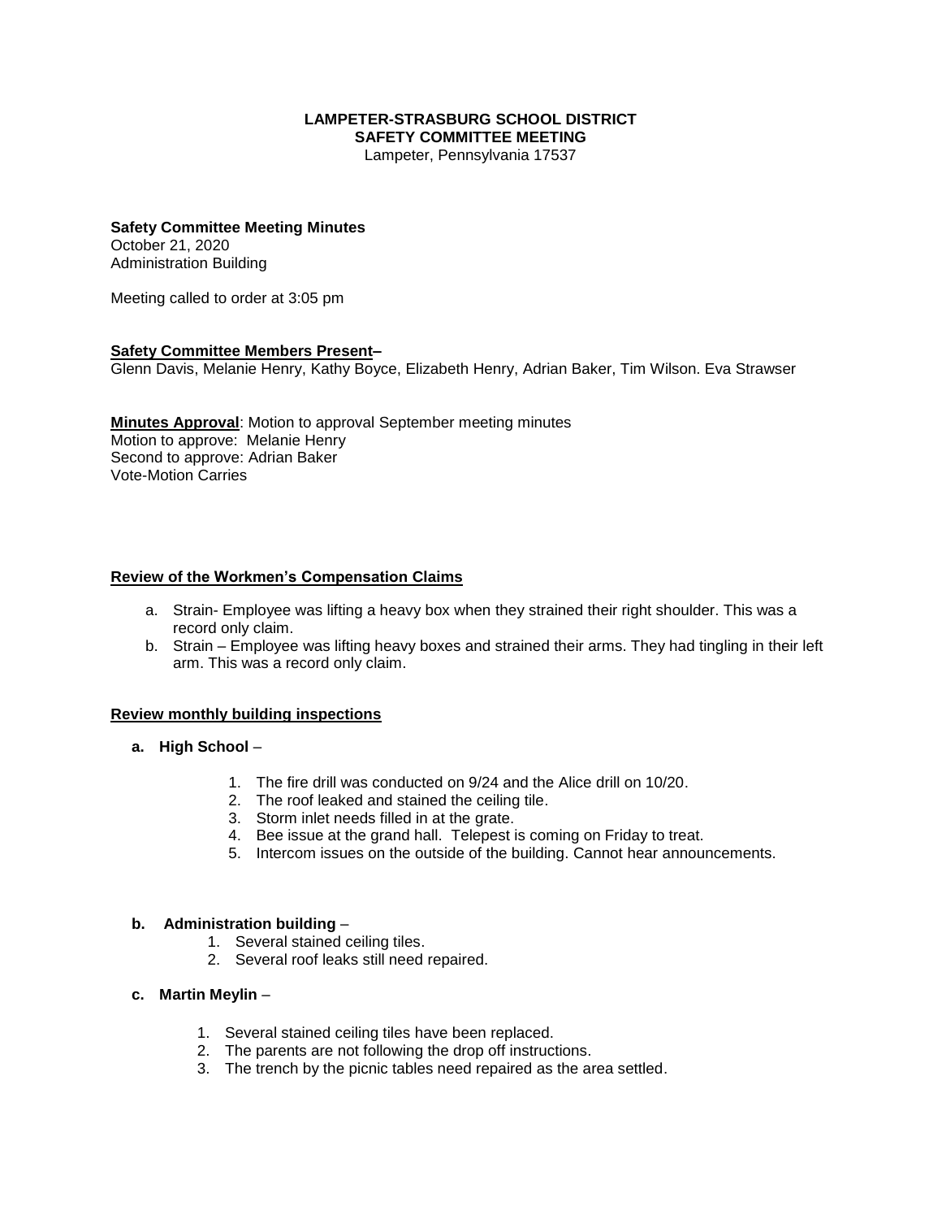**LAMPETER-STRASBURG SCHOOL DISTRICT**
**SAFETY COMMITTEE MEETING**
Lampeter, Pennsylvania 17537

**Safety Committee Meeting Minutes**
October 21, 2020
Administration Building

Meeting called to order at 3:05 pm

**Safety Committee Members Present–**
Glenn Davis, Melanie Henry, Kathy Boyce, Elizabeth Henry, Adrian Baker, Tim Wilson. Eva Strawser

**Minutes Approval**: Motion to approval September meeting minutes
Motion to approve: Melanie Henry
Second to approve: Adrian Baker
Vote-Motion Carries

**Review of the Workmen's Compensation Claims**

a. Strain- Employee was lifting a heavy box when they strained their right shoulder. This was a record only claim.
b. Strain – Employee was lifting heavy boxes and strained their arms. They had tingling in their left arm. This was a record only claim.

**Review monthly building inspections**

**a. High School** –

1. The fire drill was conducted on 9/24 and the Alice drill on 10/20.
2. The roof leaked and stained the ceiling tile.
3. Storm inlet needs filled in at the grate.
4. Bee issue at the grand hall. Telepest is coming on Friday to treat.
5. Intercom issues on the outside of the building. Cannot hear announcements.

**b. Administration building** –

1. Several stained ceiling tiles.
2. Several roof leaks still need repaired.

**c. Martin Meylin** –

1. Several stained ceiling tiles have been replaced.
2. The parents are not following the drop off instructions.
3. The trench by the picnic tables need repaired as the area settled.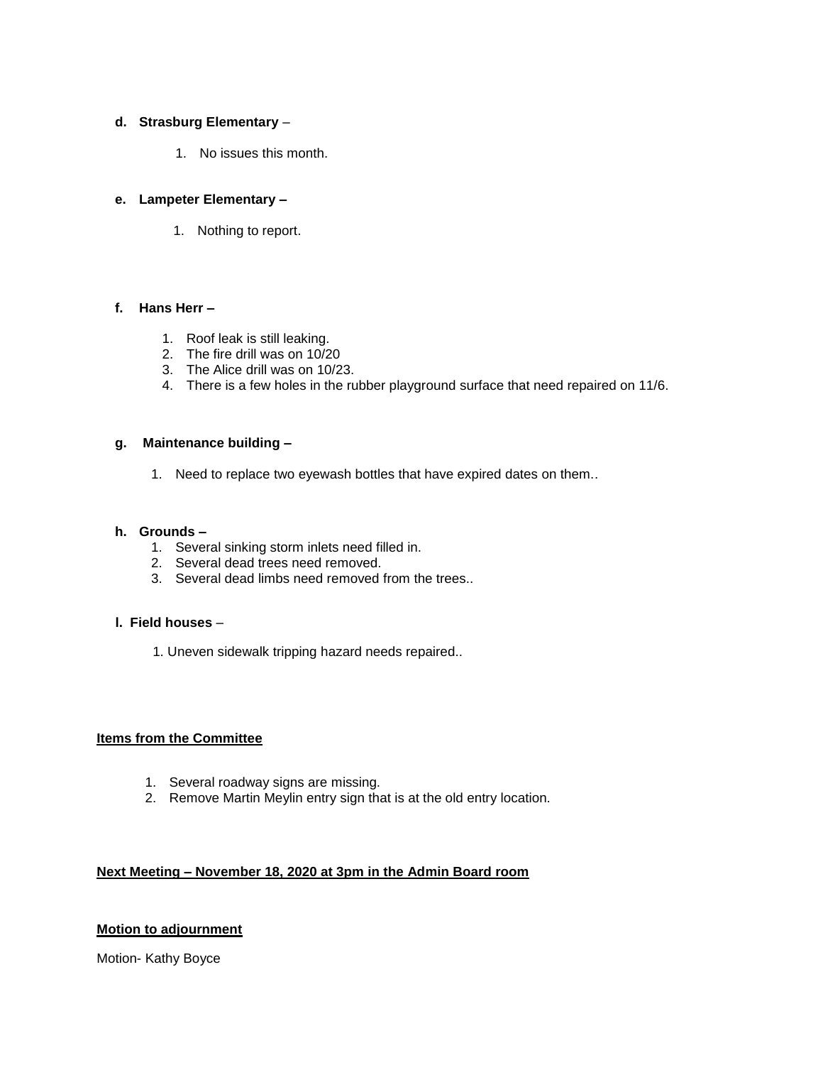**d. Strasburg Elementary** –

1. No issues this month.

**e. Lampeter Elementary –**

1. Nothing to report.

**f. Hans Herr –**

1. Roof leak is still leaking.
2. The fire drill was on 10/20
3. The Alice drill was on 10/23.
4. There is a few holes in the rubber playground surface that need repaired on 11/6.

**g. Maintenance building –**

1. Need to replace two eyewash bottles that have expired dates on them..

**h. Grounds –**

1. Several sinking storm inlets need filled in.
2. Several dead trees need removed.
3. Several dead limbs need removed from the trees..

**I. Field houses** –

1. Uneven sidewalk tripping hazard needs repaired..

**Items from the Committee**

1. Several roadway signs are missing.
2. Remove Martin Meylin entry sign that is at the old entry location.

**Next Meeting – November 18, 2020 at 3pm in the Admin Board room**

**Motion to adjournment**

Motion- Kathy Boyce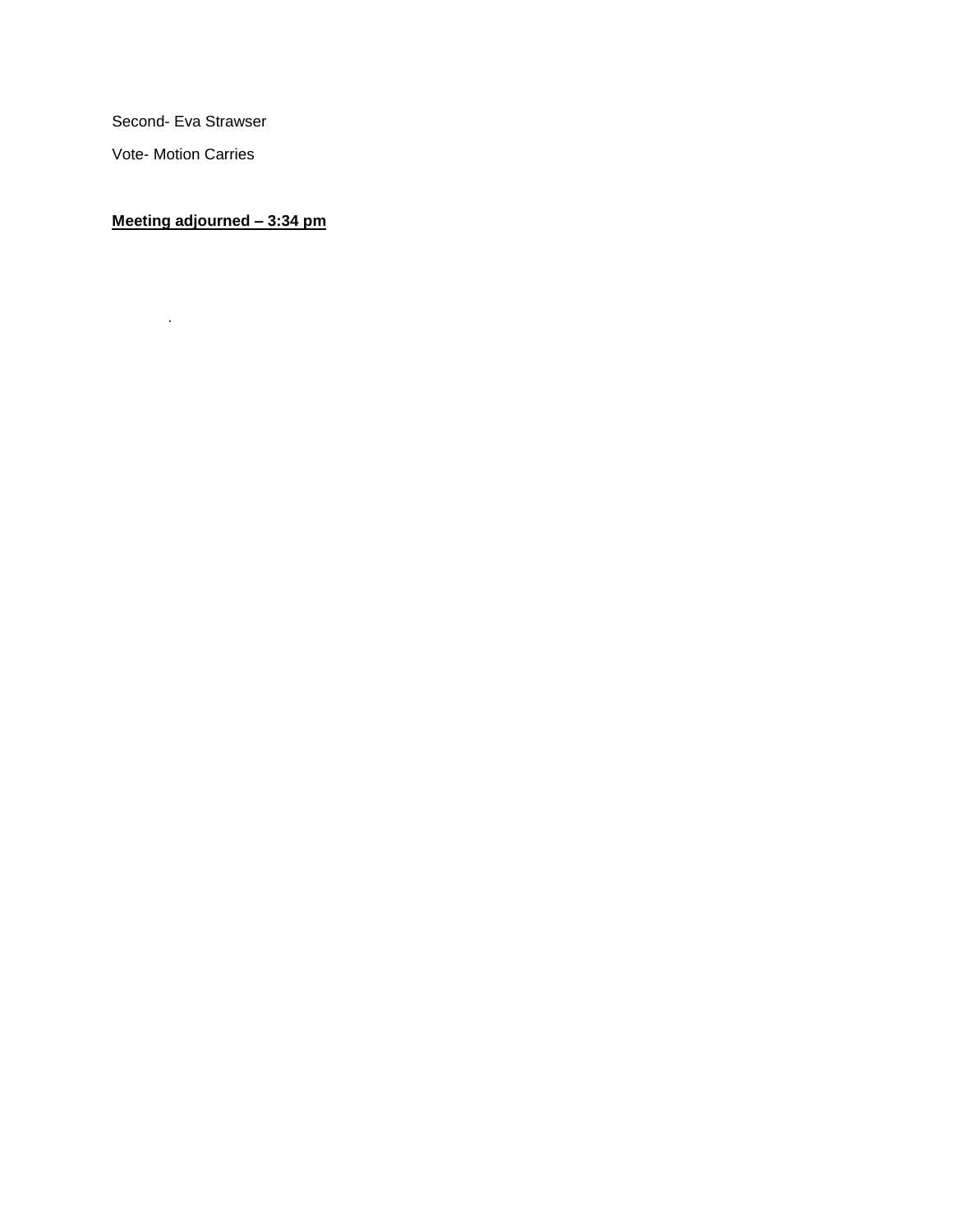Second- Eva Strawser

Vote- Motion Carries

**Meeting adjourned – 3:34 pm**